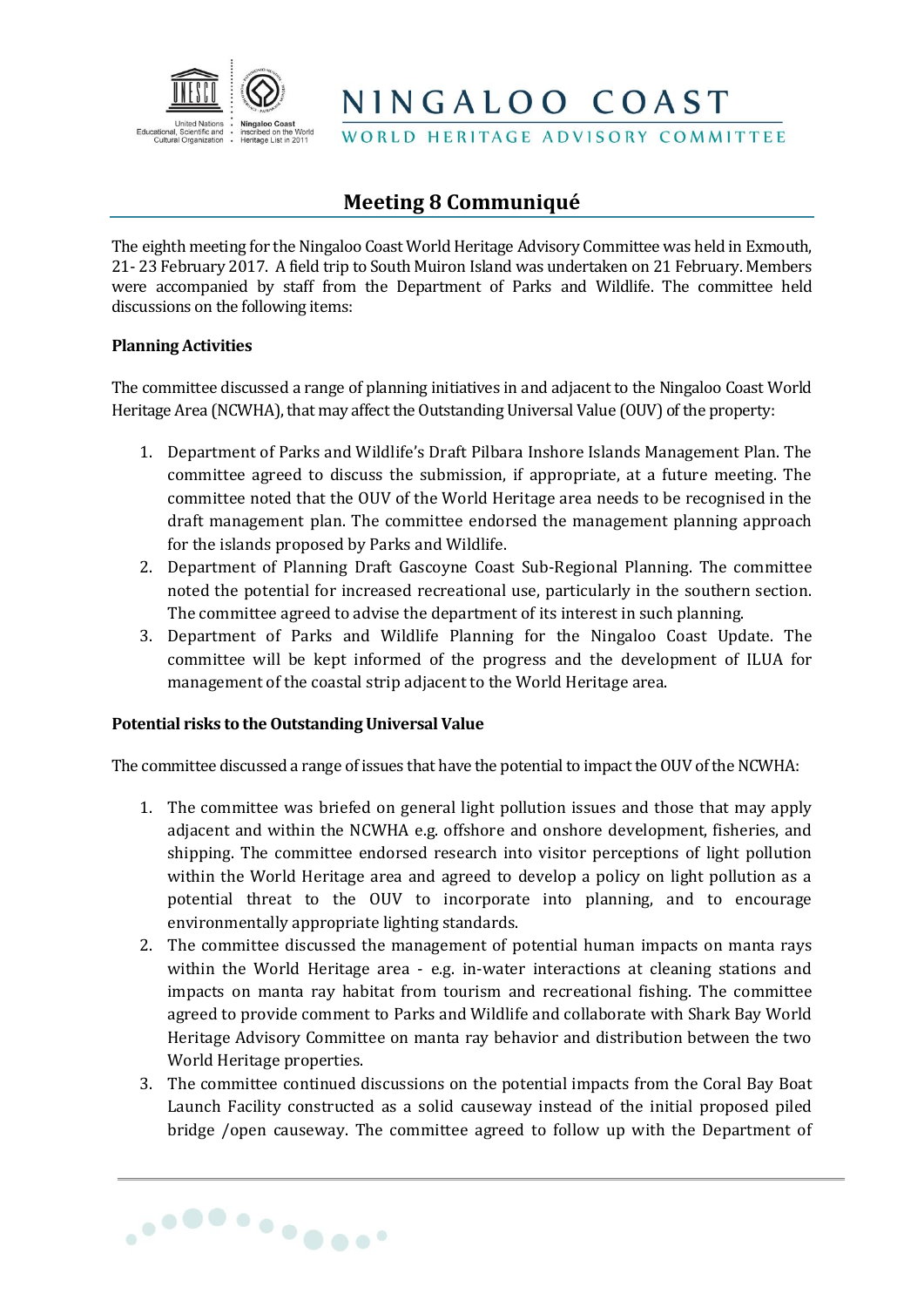NINGALOO COAST

WORLD HERITAGE ADVISORY COMMITTEE

# Meeting 8 Communiqué

The eighth meeting for the Ningaloo Coast World Heritage Advisory Committee was held in Exmouth, 21- 23 February 2017. A field trip to South Muiron Island was undertaken on 21 February. Members were accompanied by staff from the Department of Parks and Wildlife. The committee held discussions on the following items:

**Planning Activities**

The committee discussed a range of planning initiatives in and adjacent to the Ningaloo Coast World Heritage Area (NCWHA), that may affect the Outstanding Universal Value (OUV) of the property:

1. Department of Parks and Wildlife's Draft Pilbara Inshore Islands Management Plan. The committee agreed to discuss the submission, if appropriate, at a future meeting. The committee noted that the OUV of the World Heritage area needs to be recognised in the draft management plan. The committee endorsed the management planning approach for the islands proposed by Parks and Wildlife.
2. Department of Planning Draft Gascoyne Coast Sub-Regional Planning. The committee noted the potential for increased recreational use, particularly in the southern section. The committee agreed to advise the department of its interest in such planning.
3. Department of Parks and Wildlife Planning for the Ningaloo Coast Update. The committee will be kept informed of the progress and the development of ILUA for management of the coastal strip adjacent to the World Heritage area.

**Potential risks to the Outstanding Universal Value**

The committee discussed a range of issues that have the potential to impact the OUV of the NCWHA:

1. The committee was briefed on general light pollution issues and those that may apply adjacent and within the NCWHA e.g. offshore and onshore development, fisheries, and shipping. The committee endorsed research into visitor perceptions of light pollution within the World Heritage area and agreed to develop a policy on light pollution as a potential threat to the OUV to incorporate into planning, and to encourage environmentally appropriate lighting standards.
2. The committee discussed the management of potential human impacts on manta rays within the World Heritage area - e.g. in-water interactions at cleaning stations and impacts on manta ray habitat from tourism and recreational fishing. The committee agreed to provide comment to Parks and Wildlife and collaborate with Shark Bay World Heritage Advisory Committee on manta ray behavior and distribution between the two World Heritage properties.
3. The committee continued discussions on the potential impacts from the Coral Bay Boat Launch Facility constructed as a solid causeway instead of the initial proposed piled bridge /open causeway. The committee agreed to follow up with the Department of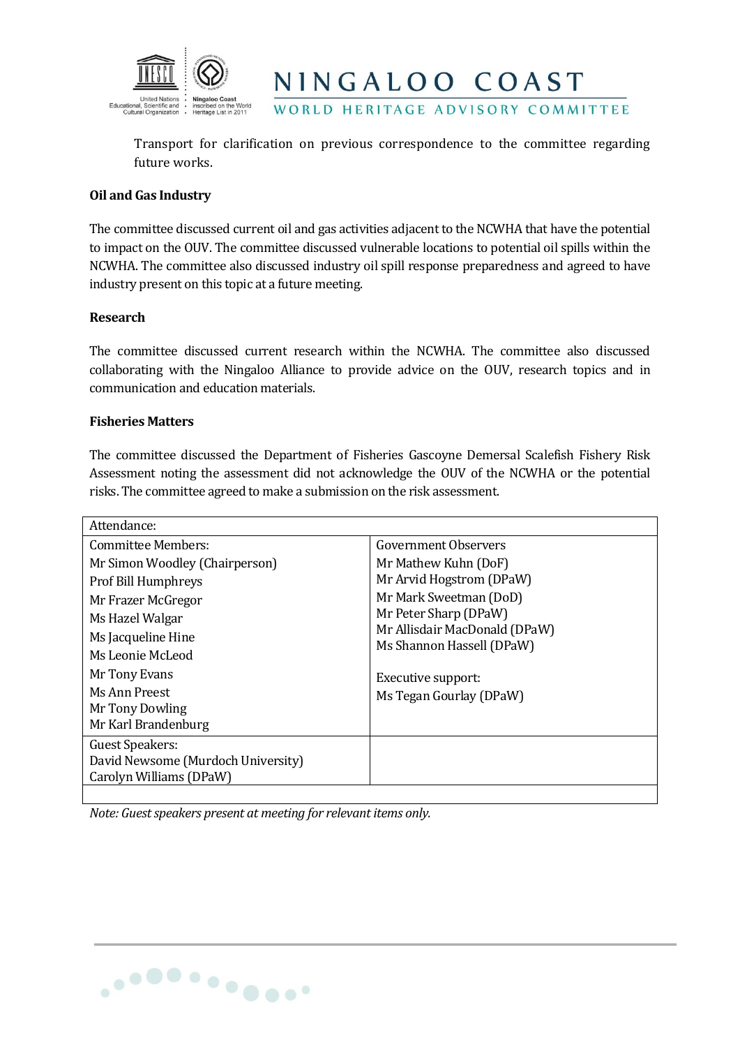Transport for clarification on previous correspondence to the committee regarding future works.

**Oil and Gas Industry**

The committee discussed current oil and gas activities adjacent to the NCWHA that have the potential to impact on the OUV. The committee discussed vulnerable locations to potential oil spills within the NCWHA. The committee also discussed industry oil spill response preparedness and agreed to have industry present on this topic at a future meeting.

**Research**

The committee discussed current research within the NCWHA. The committee also discussed collaborating with the Ningaloo Alliance to provide advice on the OUV, research topics and in communication and education materials.

**Fisheries Matters**

The committee discussed the Department of Fisheries Gascoyne Demersal Scalefish Fishery Risk Assessment noting the assessment did not acknowledge the OUV of the NCWHA or the potential risks. The committee agreed to make a submission on the risk assessment.

| Attendance: | |
|---|---|
| Committee Members:<br>Mr Simon Woodley (Chairperson)<br>Prof Bill Humphreys<br>Mr Frazer McGregor<br>Ms Hazel Walgar<br>Ms Jacqueline Hine<br>Ms Leonie McLeod<br>Mr Tony Evans<br>Ms Ann Preest<br>Mr Tony Dowling<br>Mr Karl Brandenburg | Government Observers<br>Mr Mathew Kuhn (DoF)<br>Mr Arvid Hogstrom (DPaW)<br>Mr Mark Sweetman (DoD)<br>Mr Peter Sharp (DPaW)<br>Mr Allisdair MacDonald (DPaW)<br>Ms Shannon Hassell (DPaW)<br><br>Executive support:<br>Ms Tegan Gourlay (DPaW) |
| Guest Speakers:<br>David Newsome (Murdoch University)<br>Carolyn Williams (DPaW) | |
| | |

*Note: Guest speakers present at meeting for relevant items only.*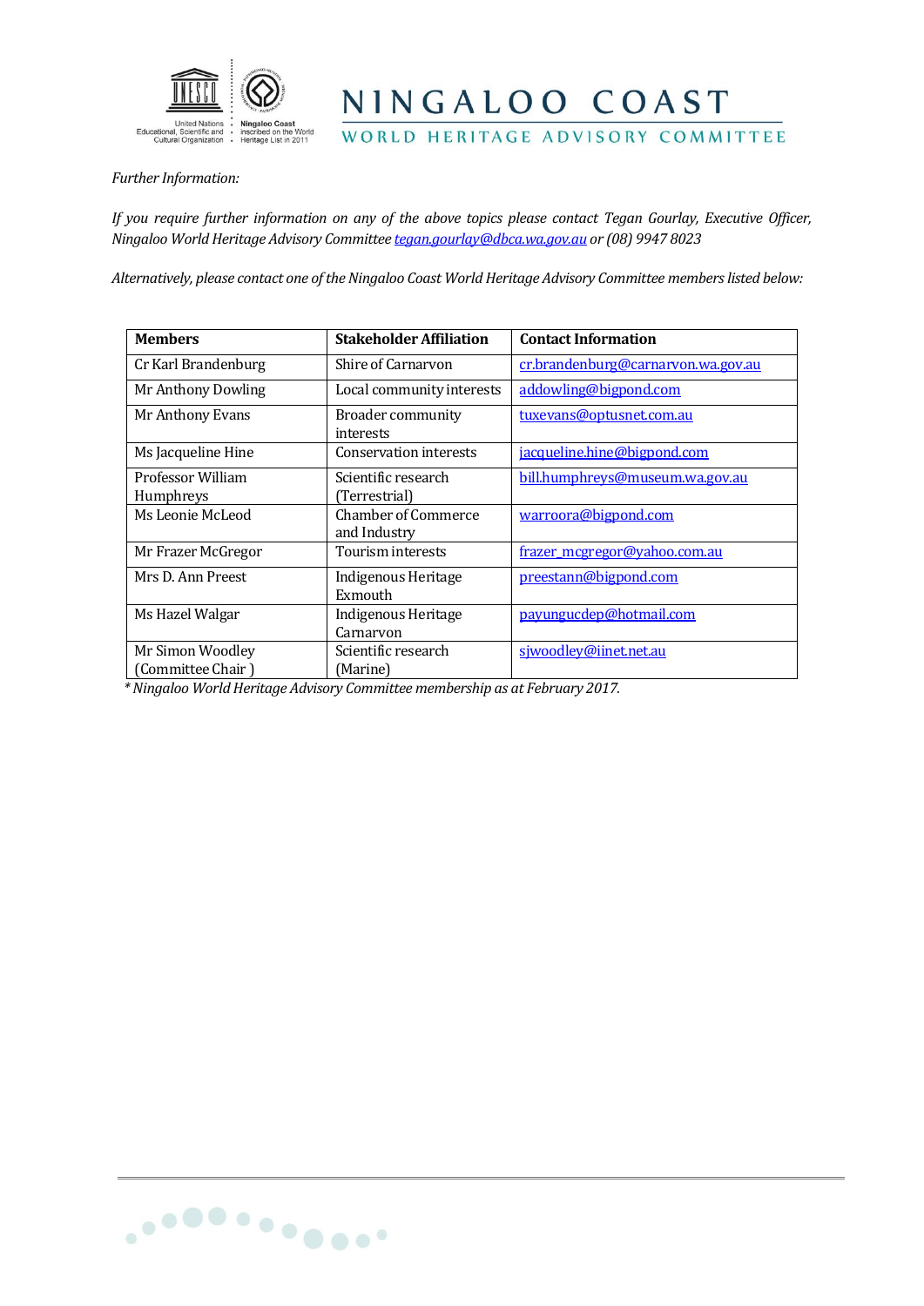*Further Information:*

*If you require further information on any of the above topics please contact Tegan Gourlay, Executive Officer, Ningaloo World Heritage Advisory Committee [tegan.gourlay@dbca.wa.gov.au](mailto:tegan.gourlay@dbca.wa.gov.au) or (08) 9947 8023*

*Alternatively, please contact one of the Ningaloo Coast World Heritage Advisory Committee members listed below:*

| **Members** | **Stakeholder Affiliation** | **Contact Information** |
|---|---|---|
| Cr Karl Brandenburg | Shire of Carnarvon | cr.brandenburg@carnarvon.wa.gov.au |
| Mr Anthony Dowling | Local community interests | addowling@bigpond.com |
| Mr Anthony Evans | Broader community interests | tuxevans@optusnet.com.au |
| Ms Jacqueline Hine | Conservation interests | jacqueline.hine@bigpond.com |
| Professor William Humphreys | Scientific research (Terrestrial) | bill.humphreys@museum.wa.gov.au |
| Ms Leonie McLeod | Chamber of Commerce and Industry | warroora@bigpond.com |
| Mr Frazer McGregor | Tourism interests | frazer_mcgregor@yahoo.com.au |
| Mrs D. Ann Preest | Indigenous Heritage Exmouth | preestann@bigpond.com |
| Ms Hazel Walgar | Indigenous Heritage Carnarvon | payungucdep@hotmail.com |
| Mr Simon Woodley (Committee Chair ) | Scientific research (Marine) | sjwoodley@iinet.net.au |

*\* Ningaloo World Heritage Advisory Committee membership as at February 2017.*